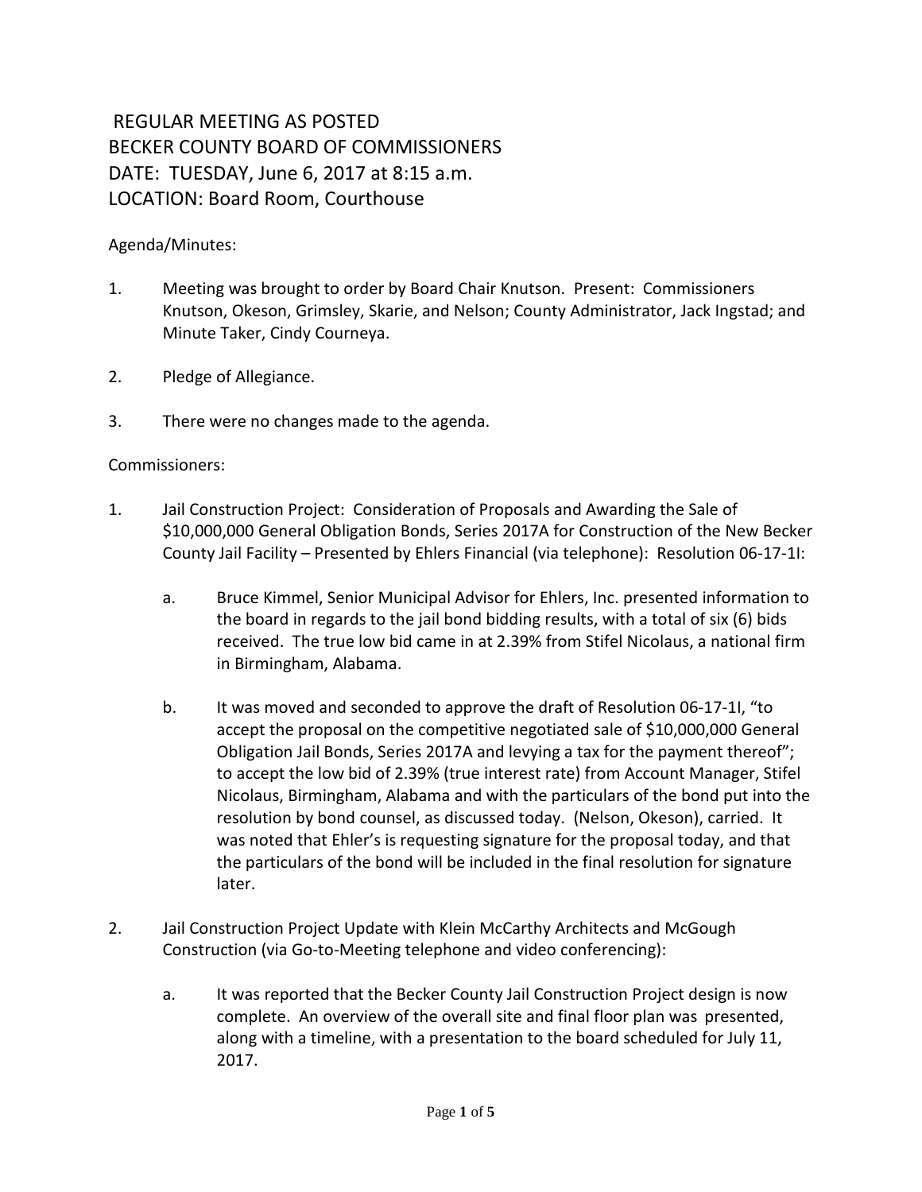# REGULAR MEETING AS POSTED
# BECKER COUNTY BOARD OF COMMISSIONERS
# DATE: TUESDAY, June 6, 2017 at 8:15 a.m.
# LOCATION: Board Room, Courthouse

Agenda/Minutes:

1. Meeting was brought to order by Board Chair Knutson. Present: Commissioners Knutson, Okeson, Grimsley, Skarie, and Nelson; County Administrator, Jack Ingstad; and Minute Taker, Cindy Courneya.

2. Pledge of Allegiance.

3. There were no changes made to the agenda.

Commissioners:

1. Jail Construction Project: Consideration of Proposals and Awarding the Sale of $10,000,000 General Obligation Bonds, Series 2017A for Construction of the New Becker County Jail Facility – Presented by Ehlers Financial (via telephone): Resolution 06-17-1I:

   a. Bruce Kimmel, Senior Municipal Advisor for Ehlers, Inc. presented information to the board in regards to the jail bond bidding results, with a total of six (6) bids received. The true low bid came in at 2.39% from Stifel Nicolaus, a national firm in Birmingham, Alabama.

   b. It was moved and seconded to approve the draft of Resolution 06-17-1I, "to accept the proposal on the competitive negotiated sale of $10,000,000 General Obligation Jail Bonds, Series 2017A and levying a tax for the payment thereof"; to accept the low bid of 2.39% (true interest rate) from Account Manager, Stifel Nicolaus, Birmingham, Alabama and with the particulars of the bond put into the resolution by bond counsel, as discussed today. (Nelson, Okeson), carried. It was noted that Ehler's is requesting signature for the proposal today, and that the particulars of the bond will be included in the final resolution for signature later.

2. Jail Construction Project Update with Klein McCarthy Architects and McGough Construction (via Go-to-Meeting telephone and video conferencing):

   a. It was reported that the Becker County Jail Construction Project design is now complete. An overview of the overall site and final floor plan was presented, along with a timeline, with a presentation to the board scheduled for July 11, 2017.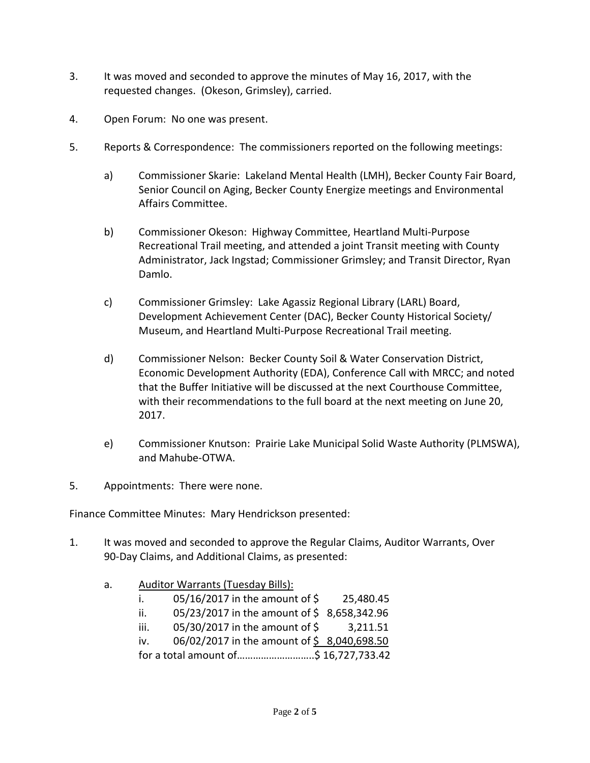3. It was moved and seconded to approve the minutes of May 16, 2017, with the requested changes. (Okeson, Grimsley), carried.

4. Open Forum: No one was present.

5. Reports & Correspondence: The commissioners reported on the following meetings:

   a) Commissioner Skarie: Lakeland Mental Health (LMH), Becker County Fair Board, Senior Council on Aging, Becker County Energize meetings and Environmental Affairs Committee.

   b) Commissioner Okeson: Highway Committee, Heartland Multi-Purpose Recreational Trail meeting, and attended a joint Transit meeting with County Administrator, Jack Ingstad; Commissioner Grimsley; and Transit Director, Ryan Damlo.

   c) Commissioner Grimsley: Lake Agassiz Regional Library (LARL) Board, Development Achievement Center (DAC), Becker County Historical Society/ Museum, and Heartland Multi-Purpose Recreational Trail meeting.

   d) Commissioner Nelson: Becker County Soil & Water Conservation District, Economic Development Authority (EDA), Conference Call with MRCC; and noted that the Buffer Initiative will be discussed at the next Courthouse Committee, with their recommendations to the full board at the next meeting on June 20, 2017.

   e) Commissioner Knutson: Prairie Lake Municipal Solid Waste Authority (PLMSWA), and Mahube-OTWA.

5. Appointments: There were none.

Finance Committee Minutes: Mary Hendrickson presented:

1. It was moved and seconded to approve the Regular Claims, Auditor Warrants, Over 90-Day Claims, and Additional Claims, as presented:

   a. <u>Auditor Warrants (Tuesday Bills):</u>

      i. 05/16/2017 in the amount of $ 25,480.45

      ii. 05/23/2017 in the amount of $ 8,658,342.96

      iii. 05/30/2017 in the amount of $ 3,211.51

      iv. 06/02/2017 in the amount of <u>$ 8,040,698.50</u>

      for a total amount of……………………….$ 16,727,733.42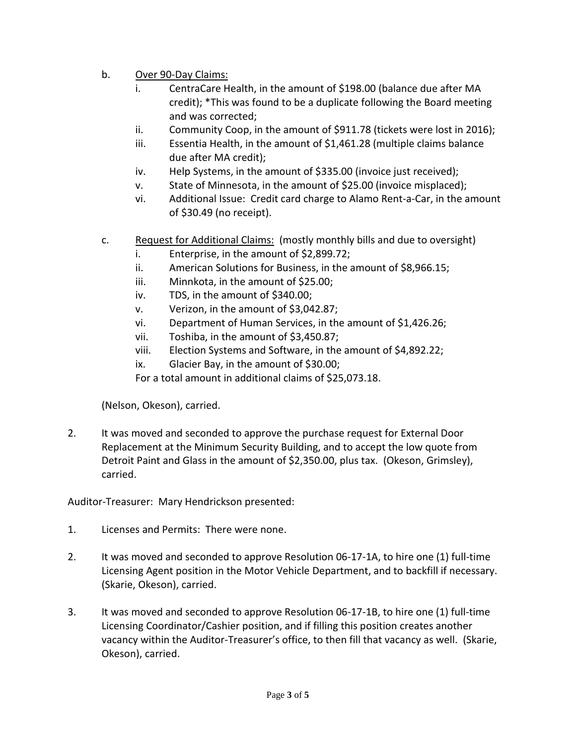b. Over 90-Day Claims:

i. CentraCare Health, in the amount of $198.00 (balance due after MA credit); *This was found to be a duplicate following the Board meeting and was corrected;

ii. Community Coop, in the amount of $911.78 (tickets were lost in 2016);

iii. Essentia Health, in the amount of $1,461.28 (multiple claims balance due after MA credit);

iv. Help Systems, in the amount of $335.00 (invoice just received);

v. State of Minnesota, in the amount of $25.00 (invoice misplaced);

vi. Additional Issue: Credit card charge to Alamo Rent-a-Car, in the amount of $30.49 (no receipt).

c. Request for Additional Claims: (mostly monthly bills and due to oversight)

i. Enterprise, in the amount of $2,899.72;

ii. American Solutions for Business, in the amount of $8,966.15;

iii. Minnkota, in the amount of $25.00;

iv. TDS, in the amount of $340.00;

v. Verizon, in the amount of $3,042.87;

vi. Department of Human Services, in the amount of $1,426.26;

vii. Toshiba, in the amount of $3,450.87;

viii. Election Systems and Software, in the amount of $4,892.22;

ix. Glacier Bay, in the amount of $30.00;

For a total amount in additional claims of $25,073.18.

(Nelson, Okeson), carried.

2. It was moved and seconded to approve the purchase request for External Door Replacement at the Minimum Security Building, and to accept the low quote from Detroit Paint and Glass in the amount of $2,350.00, plus tax. (Okeson, Grimsley), carried.

Auditor-Treasurer: Mary Hendrickson presented:

1. Licenses and Permits: There were none.

2. It was moved and seconded to approve Resolution 06-17-1A, to hire one (1) full-time Licensing Agent position in the Motor Vehicle Department, and to backfill if necessary. (Skarie, Okeson), carried.

3. It was moved and seconded to approve Resolution 06-17-1B, to hire one (1) full-time Licensing Coordinator/Cashier position, and if filling this position creates another vacancy within the Auditor-Treasurer's office, to then fill that vacancy as well. (Skarie, Okeson), carried.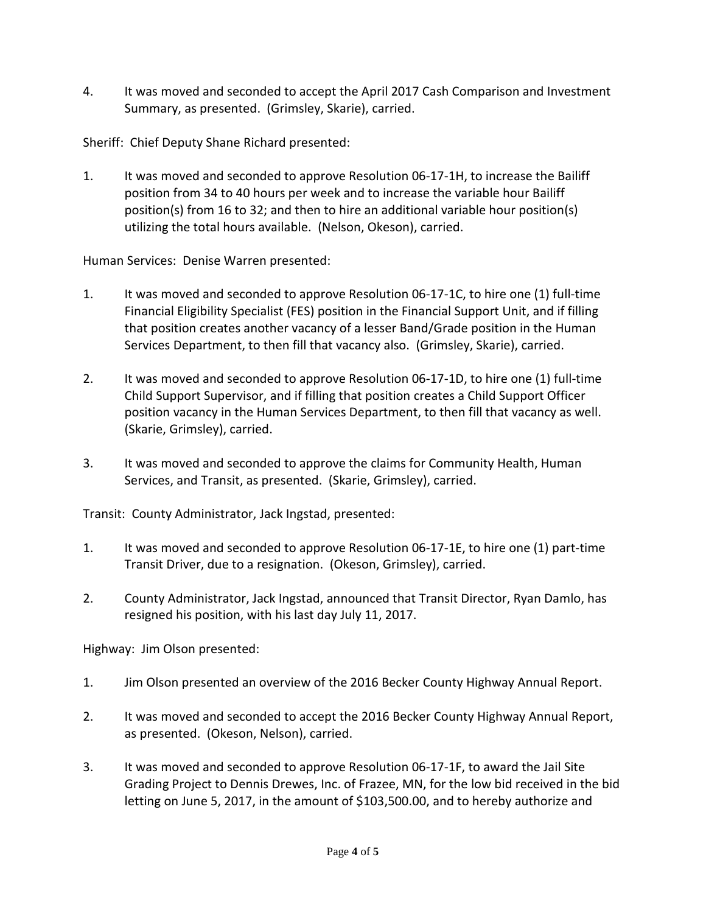4. It was moved and seconded to accept the April 2017 Cash Comparison and Investment Summary, as presented. (Grimsley, Skarie), carried.

Sheriff: Chief Deputy Shane Richard presented:

1. It was moved and seconded to approve Resolution 06-17-1H, to increase the Bailiff position from 34 to 40 hours per week and to increase the variable hour Bailiff position(s) from 16 to 32; and then to hire an additional variable hour position(s) utilizing the total hours available. (Nelson, Okeson), carried.

Human Services: Denise Warren presented:

1. It was moved and seconded to approve Resolution 06-17-1C, to hire one (1) full-time Financial Eligibility Specialist (FES) position in the Financial Support Unit, and if filling that position creates another vacancy of a lesser Band/Grade position in the Human Services Department, to then fill that vacancy also. (Grimsley, Skarie), carried.

2. It was moved and seconded to approve Resolution 06-17-1D, to hire one (1) full-time Child Support Supervisor, and if filling that position creates a Child Support Officer position vacancy in the Human Services Department, to then fill that vacancy as well. (Skarie, Grimsley), carried.

3. It was moved and seconded to approve the claims for Community Health, Human Services, and Transit, as presented. (Skarie, Grimsley), carried.

Transit: County Administrator, Jack Ingstad, presented:

1. It was moved and seconded to approve Resolution 06-17-1E, to hire one (1) part-time Transit Driver, due to a resignation. (Okeson, Grimsley), carried.

2. County Administrator, Jack Ingstad, announced that Transit Director, Ryan Damlo, has resigned his position, with his last day July 11, 2017.

Highway: Jim Olson presented:

1. Jim Olson presented an overview of the 2016 Becker County Highway Annual Report.

2. It was moved and seconded to accept the 2016 Becker County Highway Annual Report, as presented. (Okeson, Nelson), carried.

3. It was moved and seconded to approve Resolution 06-17-1F, to award the Jail Site Grading Project to Dennis Drewes, Inc. of Frazee, MN, for the low bid received in the bid letting on June 5, 2017, in the amount of $103,500.00, and to hereby authorize and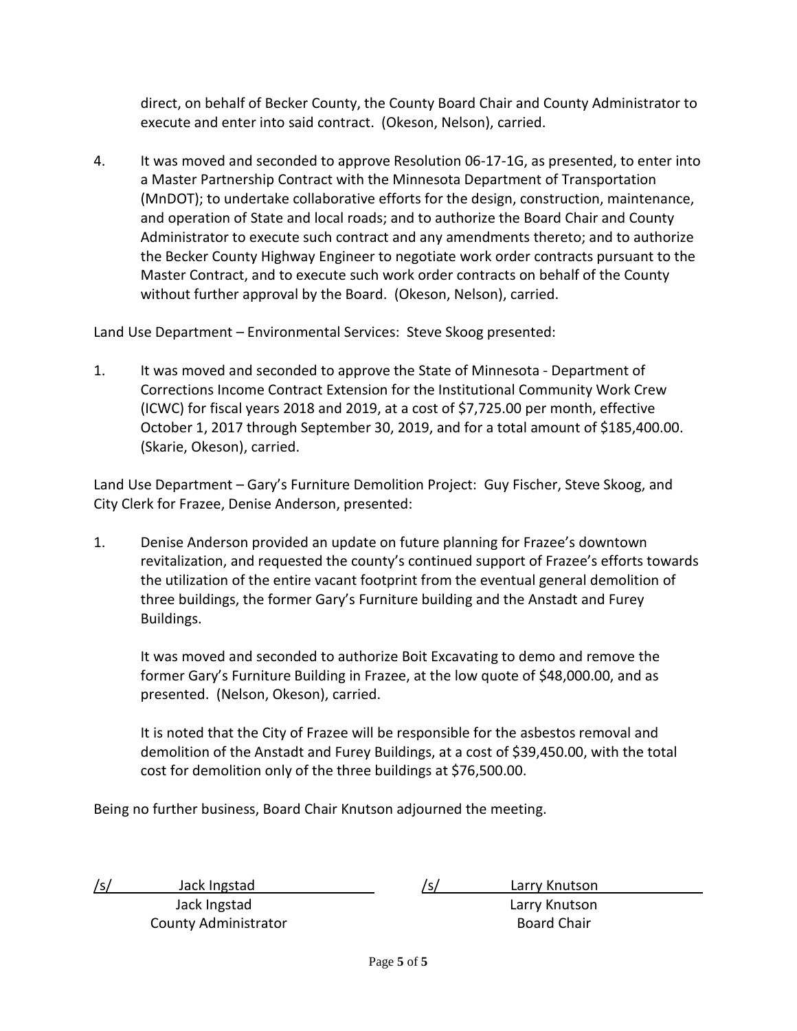direct, on behalf of Becker County, the County Board Chair and County Administrator to execute and enter into said contract. (Okeson, Nelson), carried.

4. It was moved and seconded to approve Resolution 06-17-1G, as presented, to enter into a Master Partnership Contract with the Minnesota Department of Transportation (MnDOT); to undertake collaborative efforts for the design, construction, maintenance, and operation of State and local roads; and to authorize the Board Chair and County Administrator to execute such contract and any amendments thereto; and to authorize the Becker County Highway Engineer to negotiate work order contracts pursuant to the Master Contract, and to execute such work order contracts on behalf of the County without further approval by the Board. (Okeson, Nelson), carried.

Land Use Department – Environmental Services: Steve Skoog presented:

1. It was moved and seconded to approve the State of Minnesota - Department of Corrections Income Contract Extension for the Institutional Community Work Crew (ICWC) for fiscal years 2018 and 2019, at a cost of $7,725.00 per month, effective October 1, 2017 through September 30, 2019, and for a total amount of $185,400.00. (Skarie, Okeson), carried.

Land Use Department – Gary's Furniture Demolition Project: Guy Fischer, Steve Skoog, and City Clerk for Frazee, Denise Anderson, presented:

1. Denise Anderson provided an update on future planning for Frazee's downtown revitalization, and requested the county's continued support of Frazee's efforts towards the utilization of the entire vacant footprint from the eventual general demolition of three buildings, the former Gary's Furniture building and the Anstadt and Furey Buildings.

   It was moved and seconded to authorize Boit Excavating to demo and remove the former Gary's Furniture Building in Frazee, at the low quote of $48,000.00, and as presented. (Nelson, Okeson), carried.

   It is noted that the City of Frazee will be responsible for the asbestos removal and demolition of the Anstadt and Furey Buildings, at a cost of $39,450.00, with the total cost for demolition only of the three buildings at $76,500.00.

Being no further business, Board Chair Knutson adjourned the meeting.

| | |
|---|---|
| /s/ Jack Ingstad | /s/ Larry Knutson |
| Jack Ingstad | Larry Knutson |
| County Administrator | Board Chair |